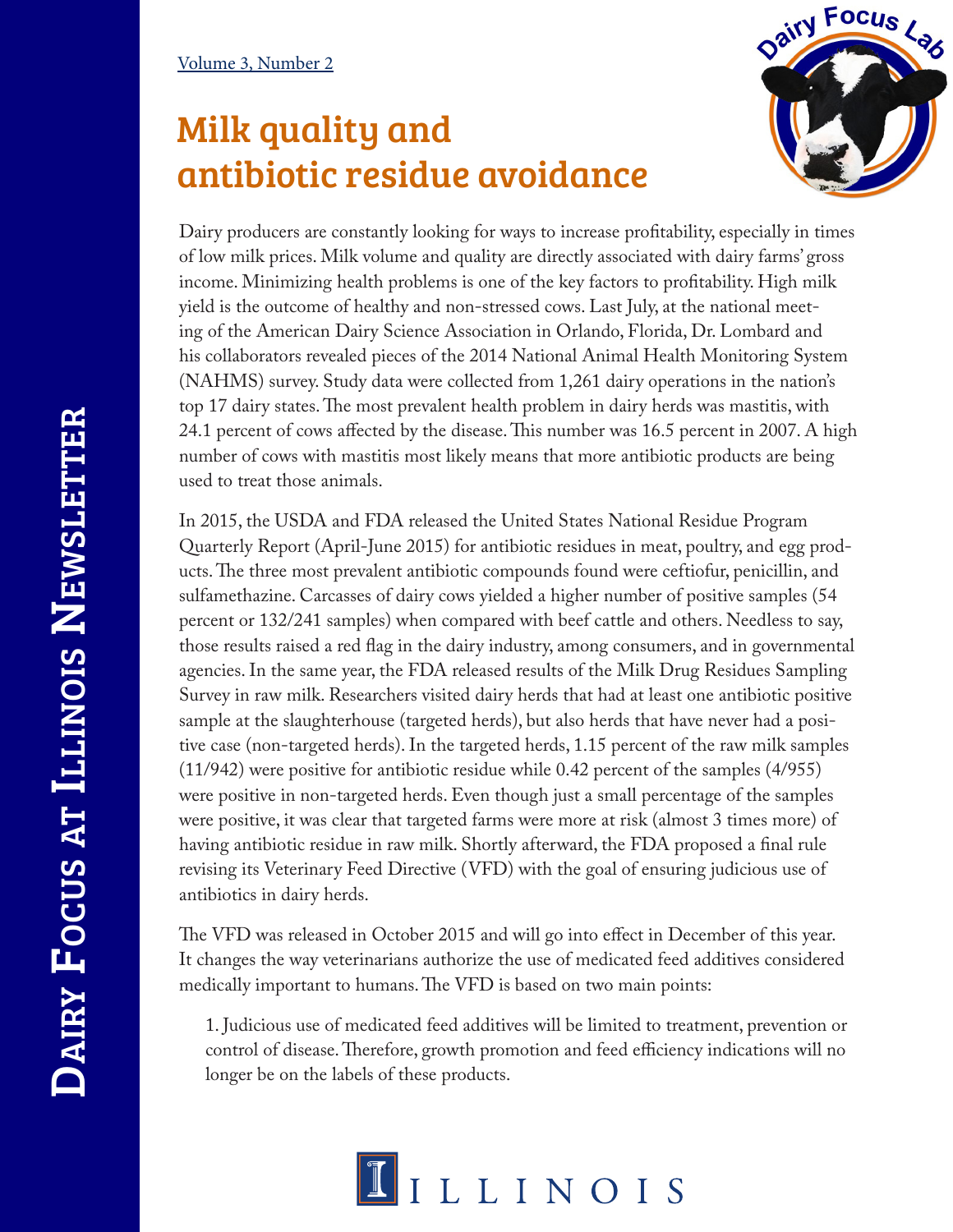# Milk quality and antibiotic residue avoidance

Dairy producers are constantly looking for ways to increase profitability, especially in times of low milk prices. Milk volume and quality are directly associated with dairy farms' gross income. Minimizing health problems is one of the key factors to profitability. High milk yield is the outcome of healthy and non-stressed cows. Last July, at the national meeting of the American Dairy Science Association in Orlando, Florida, Dr. Lombard and his collaborators revealed pieces of the 2014 National Animal Health Monitoring System (NAHMS) survey. Study data were collected from 1,261 dairy operations in the nation's top 17 dairy states. The most prevalent health problem in dairy herds was mastitis, with 24.1 percent of cows affected by the disease. This number was 16.5 percent in 2007. A high number of cows with mastitis most likely means that more antibiotic products are being used to treat those animals.

In 2015, the USDA and FDA released the United States National Residue Program Quarterly Report (April-June 2015) for antibiotic residues in meat, poultry, and egg products. The three most prevalent antibiotic compounds found were ceftiofur, penicillin, and sulfamethazine. Carcasses of dairy cows yielded a higher number of positive samples (54 percent or 132/241 samples) when compared with beef cattle and others. Needless to say, those results raised a red flag in the dairy industry, among consumers, and in governmental agencies. In the same year, the FDA released results of the Milk Drug Residues Sampling Survey in raw milk. Researchers visited dairy herds that had at least one antibiotic positive sample at the slaughterhouse (targeted herds), but also herds that have never had a positive case (non-targeted herds). In the targeted herds, 1.15 percent of the raw milk samples (11/942) were positive for antibiotic residue while 0.42 percent of the samples (4/955) were positive in non-targeted herds. Even though just a small percentage of the samples were positive, it was clear that targeted farms were more at risk (almost 3 times more) of having antibiotic residue in raw milk. Shortly afterward, the FDA proposed a final rule revising its Veterinary Feed Directive (VFD) with the goal of ensuring judicious use of antibiotics in dairy herds.

The VFD was released in October 2015 and will go into effect in December of this year. It changes the way veterinarians authorize the use of medicated feed additives considered medically important to humans. The VFD is based on two main points:

1. Judicious use of medicated feed additives will be limited to treatment, prevention or control of disease. Therefore, growth promotion and feed efficiency indications will no longer be on the labels of these products.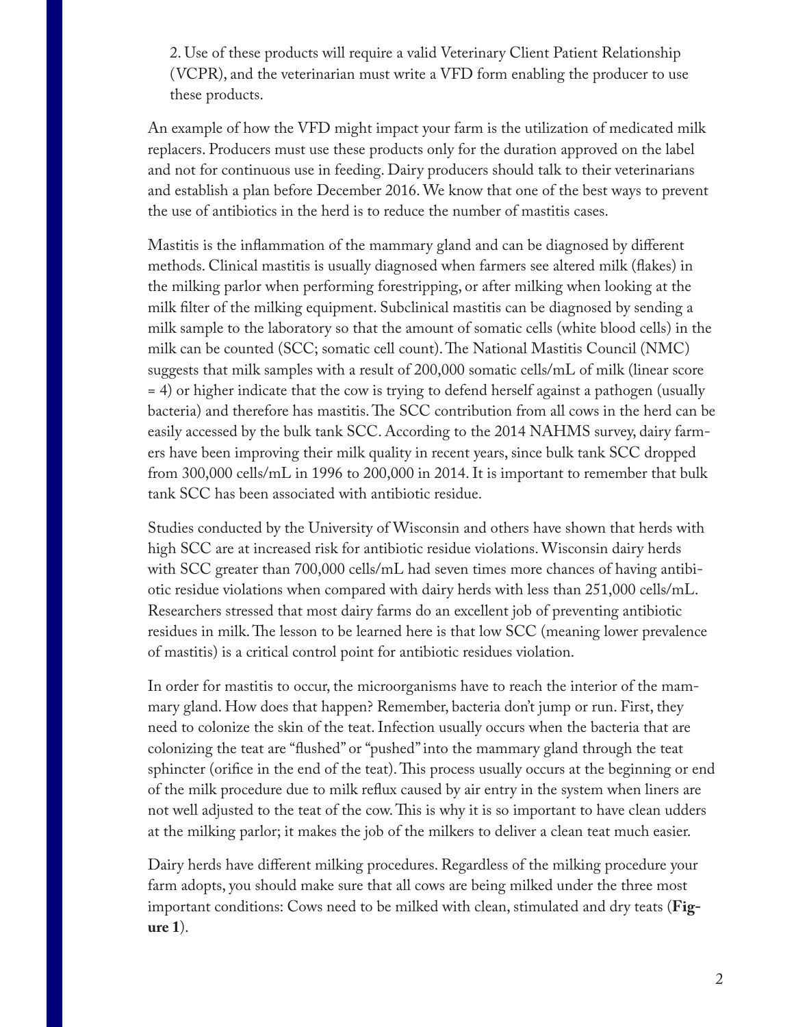2. Use of these products will require a valid Veterinary Client Patient Relationship (VCPR), and the veterinarian must write a VFD form enabling the producer to use these products.

An example of how the VFD might impact your farm is the utilization of medicated milk replacers. Producers must use these products only for the duration approved on the label and not for continuous use in feeding. Dairy producers should talk to their veterinarians and establish a plan before December 2016. We know that one of the best ways to prevent the use of antibiotics in the herd is to reduce the number of mastitis cases.

Mastitis is the inflammation of the mammary gland and can be diagnosed by different methods. Clinical mastitis is usually diagnosed when farmers see altered milk (flakes) in the milking parlor when performing forestripping, or after milking when looking at the milk filter of the milking equipment. Subclinical mastitis can be diagnosed by sending a milk sample to the laboratory so that the amount of somatic cells (white blood cells) in the milk can be counted (SCC; somatic cell count). The National Mastitis Council (NMC) suggests that milk samples with a result of 200,000 somatic cells/mL of milk (linear score = 4) or higher indicate that the cow is trying to defend herself against a pathogen (usually bacteria) and therefore has mastitis. The SCC contribution from all cows in the herd can be easily accessed by the bulk tank SCC. According to the 2014 NAHMS survey, dairy farmers have been improving their milk quality in recent years, since bulk tank SCC dropped from 300,000 cells/mL in 1996 to 200,000 in 2014. It is important to remember that bulk tank SCC has been associated with antibiotic residue.

Studies conducted by the University of Wisconsin and others have shown that herds with high SCC are at increased risk for antibiotic residue violations. Wisconsin dairy herds with SCC greater than 700,000 cells/mL had seven times more chances of having antibiotic residue violations when compared with dairy herds with less than 251,000 cells/mL. Researchers stressed that most dairy farms do an excellent job of preventing antibiotic residues in milk. The lesson to be learned here is that low SCC (meaning lower prevalence of mastitis) is a critical control point for antibiotic residues violation.

In order for mastitis to occur, the microorganisms have to reach the interior of the mammary gland. How does that happen? Remember, bacteria don't jump or run. First, they need to colonize the skin of the teat. Infection usually occurs when the bacteria that are colonizing the teat are "flushed" or "pushed" into the mammary gland through the teat sphincter (orifice in the end of the teat). This process usually occurs at the beginning or end of the milk procedure due to milk reflux caused by air entry in the system when liners are not well adjusted to the teat of the cow. This is why it is so important to have clean udders at the milking parlor; it makes the job of the milkers to deliver a clean teat much easier.

Dairy herds have different milking procedures. Regardless of the milking procedure your farm adopts, you should make sure that all cows are being milked under the three most important conditions: Cows need to be milked with clean, stimulated and dry teats (**Figure 1**).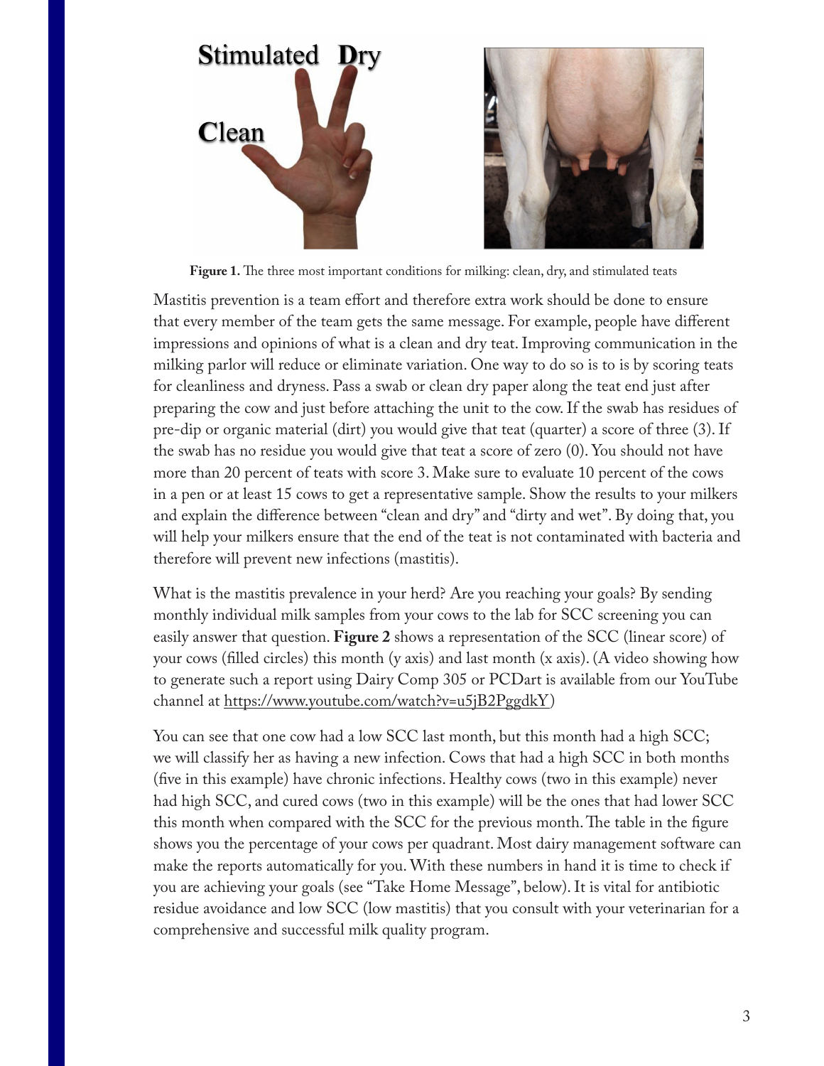**Figure 1.** The three most important conditions for milking: clean, dry, and stimulated teats

Mastitis prevention is a team effort and therefore extra work should be done to ensure that every member of the team gets the same message. For example, people have different impressions and opinions of what is a clean and dry teat. Improving communication in the milking parlor will reduce or eliminate variation. One way to do so is to is by scoring teats for cleanliness and dryness. Pass a swab or clean dry paper along the teat end just after preparing the cow and just before attaching the unit to the cow. If the swab has residues of pre-dip or organic material (dirt) you would give that teat (quarter) a score of three (3). If the swab has no residue you would give that teat a score of zero (0). You should not have more than 20 percent of teats with score 3. Make sure to evaluate 10 percent of the cows in a pen or at least 15 cows to get a representative sample. Show the results to your milkers and explain the difference between "clean and dry" and "dirty and wet". By doing that, you will help your milkers ensure that the end of the teat is not contaminated with bacteria and therefore will prevent new infections (mastitis).

What is the mastitis prevalence in your herd? Are you reaching your goals? By sending monthly individual milk samples from your cows to the lab for SCC screening you can easily answer that question. **Figure 2** shows a representation of the SCC (linear score) of your cows (filled circles) this month (y axis) and last month (x axis). (A video showing how to generate such a report using Dairy Comp 305 or PCDart is available from our YouTube channel at https://www.youtube.com/watch?v=u5jB2PggdkY)

You can see that one cow had a low SCC last month, but this month had a high SCC; we will classify her as having a new infection. Cows that had a high SCC in both months (five in this example) have chronic infections. Healthy cows (two in this example) never had high SCC, and cured cows (two in this example) will be the ones that had lower SCC this month when compared with the SCC for the previous month. The table in the figure shows you the percentage of your cows per quadrant. Most dairy management software can make the reports automatically for you. With these numbers in hand it is time to check if you are achieving your goals (see "Take Home Message", below). It is vital for antibiotic residue avoidance and low SCC (low mastitis) that you consult with your veterinarian for a comprehensive and successful milk quality program.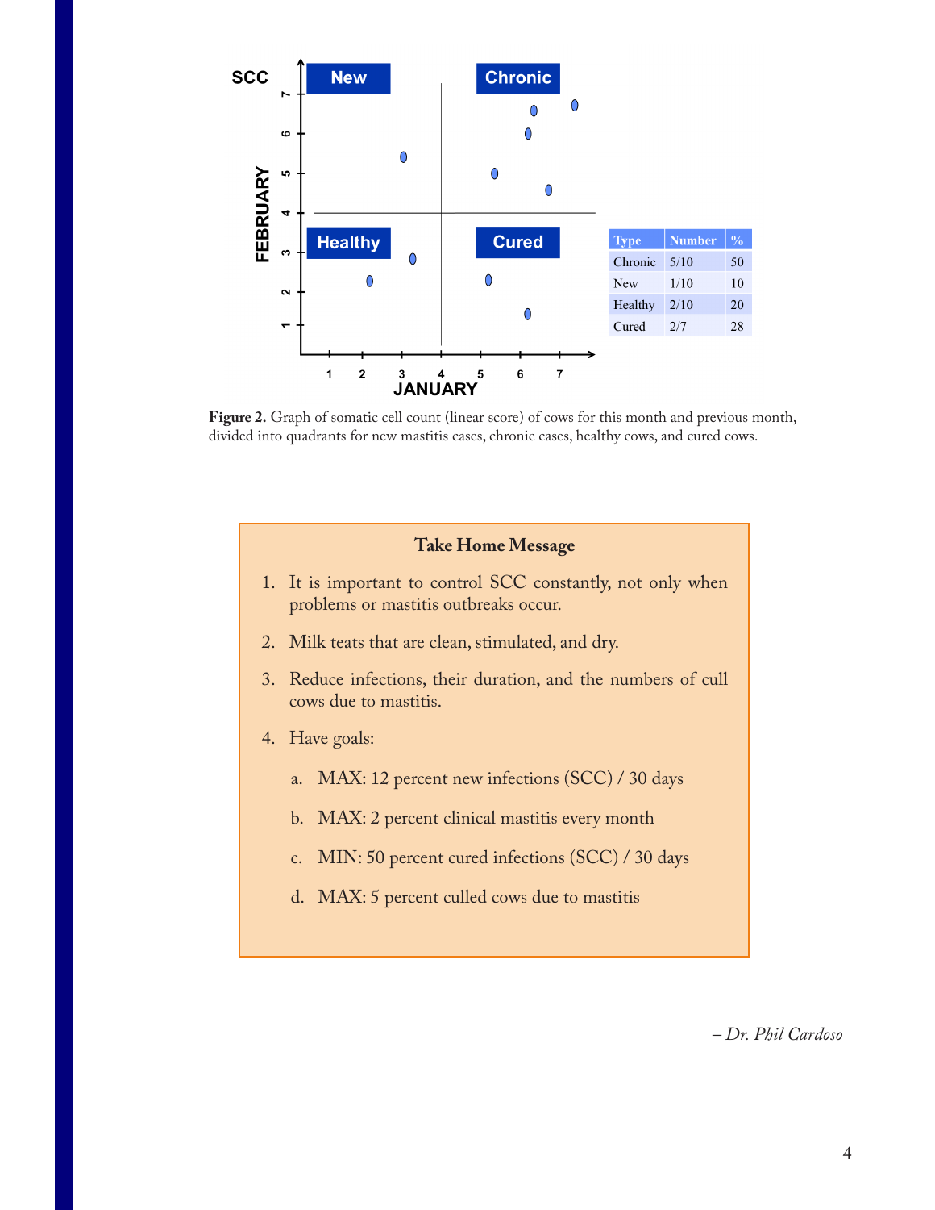SCC

New

Chronic

Healthy

Cured

FEBRUARY

JANUARY

1 2 3 4 5 6 7

1 2 3 4 5 6 7

| Type | Number | % |
|---|---|---|
| Chronic | 5/10 | 50 |
| New | 1/10 | 10 |
| Healthy | 2/10 | 20 |
| Cured | 2/7 | 28 |

**Figure 2.** Graph of somatic cell count (linear score) of cows for this month and previous month, divided into quadrants for new mastitis cases, chronic cases, healthy cows, and cured cows.

## Take Home Message

1. It is important to control SCC constantly, not only when problems or mastitis outbreaks occur.
2. Milk teats that are clean, stimulated, and dry.
3. Reduce infections, their duration, and the numbers of cull cows due to mastitis.
4. Have goals:
   a. MAX: 12 percent new infections (SCC) / 30 days
   b. MAX: 2 percent clinical mastitis every month
   c. MIN: 50 percent cured infections (SCC) / 30 days
   d. MAX: 5 percent culled cows due to mastitis

*– Dr. Phil Cardoso*